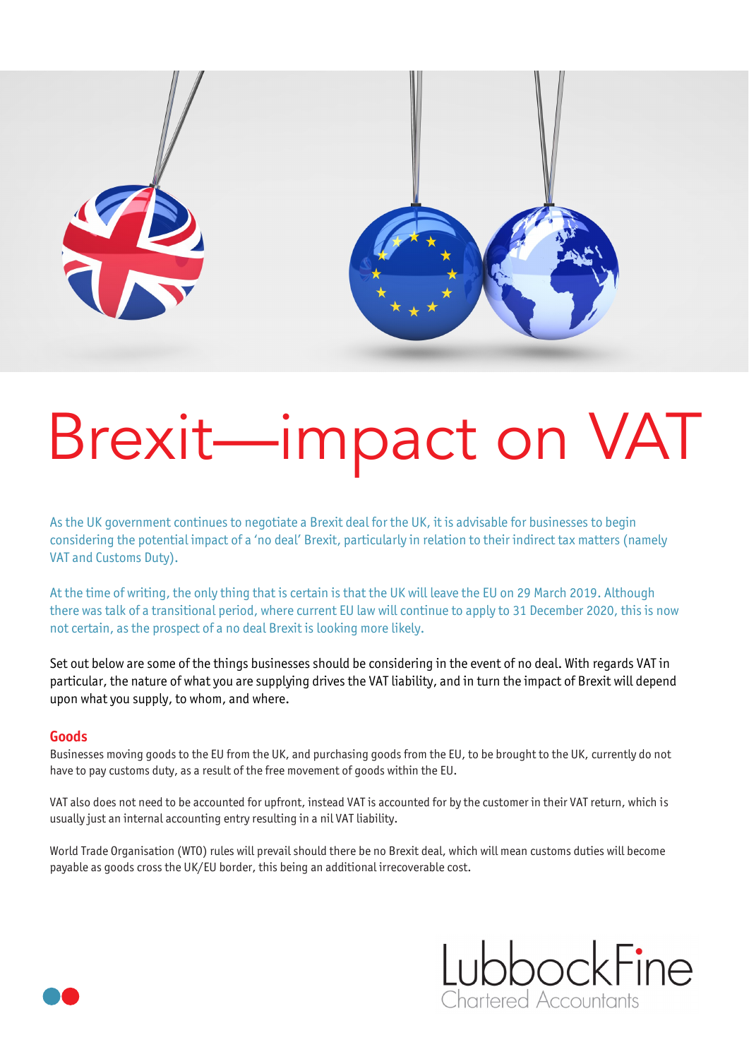# Brexit—impact on VAT

As the UK government continues to negotiate a Brexit deal for the UK, it is advisable for businesses to begin considering the potential impact of a 'no deal' Brexit, particularly in relation to their indirect tax matters (namely VAT and Customs Duty).

At the time of writing, the only thing that is certain is that the UK will leave the EU on 29 March 2019. Although there was talk of a transitional period, where current EU law will continue to apply to 31 December 2020, this is now not certain, as the prospect of a no deal Brexit is looking more likely.

Set out below are some of the things businesses should be considering in the event of no deal. With regards VAT in particular, the nature of what you are supplying drives the VAT liability, and in turn the impact of Brexit will depend upon what you supply, to whom, and where.

### Goods

Businesses moving goods to the EU from the UK, and purchasing goods from the EU, to be brought to the UK, currently do not have to pay customs duty, as a result of the free movement of goods within the EU.

VAT also does not need to be accounted for upfront, instead VAT is accounted for by the customer in their VAT return, which is usually just an internal accounting entry resulting in a nil VAT liability.

World Trade Organisation (WTO) rules will prevail should there be no Brexit deal, which will mean customs duties will become payable as goods cross the UK/EU border, this being an additional irrecoverable cost.

LubbockFine
Chartered Accountants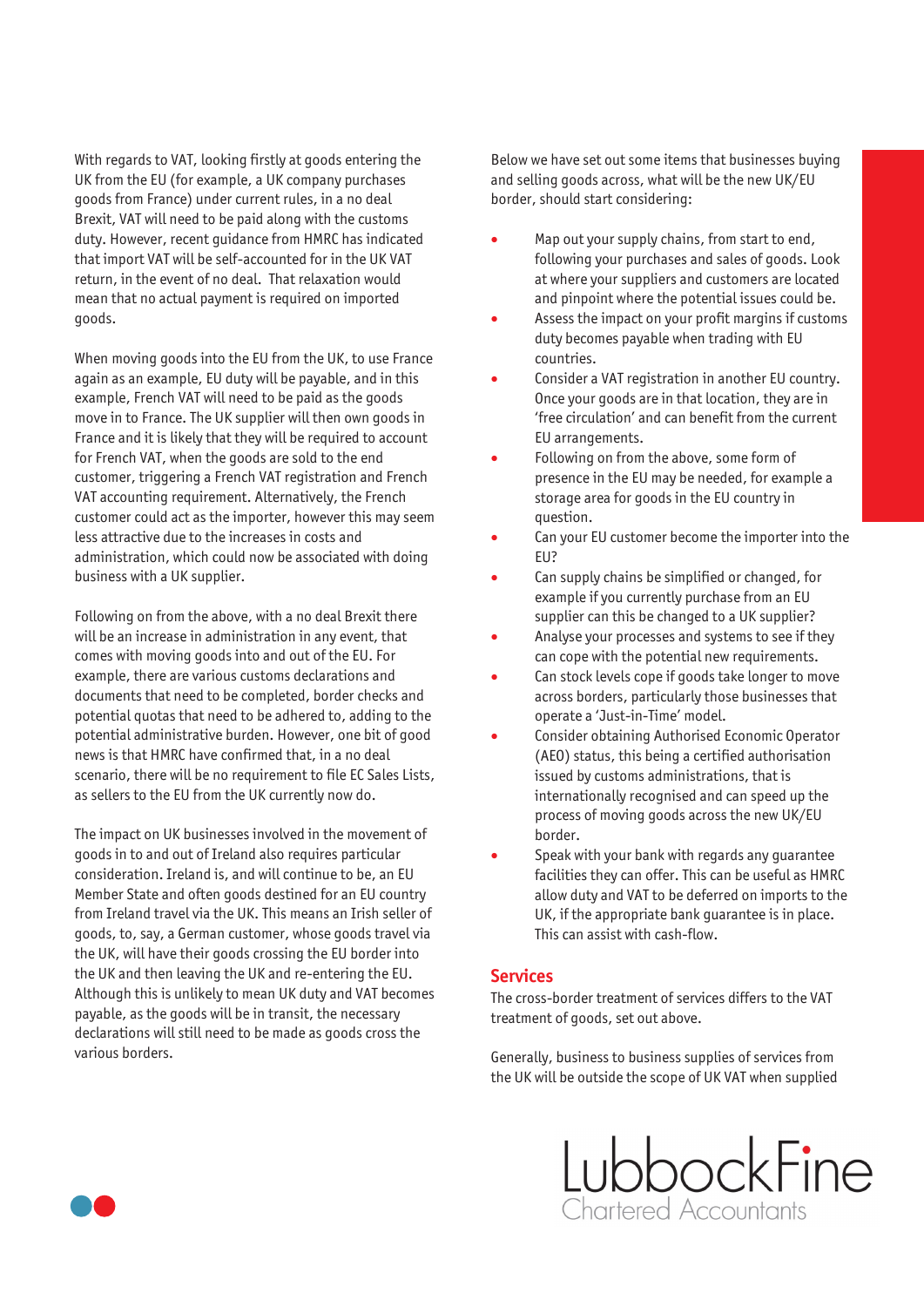With regards to VAT, looking firstly at goods entering the UK from the EU (for example, a UK company purchases goods from France) under current rules, in a no deal Brexit, VAT will need to be paid along with the customs duty. However, recent guidance from HMRC has indicated that import VAT will be self-accounted for in the UK VAT return, in the event of no deal. That relaxation would mean that no actual payment is required on imported goods.

When moving goods into the EU from the UK, to use France again as an example, EU duty will be payable, and in this example, French VAT will need to be paid as the goods move in to France. The UK supplier will then own goods in France and it is likely that they will be required to account for French VAT, when the goods are sold to the end customer, triggering a French VAT registration and French VAT accounting requirement. Alternatively, the French customer could act as the importer, however this may seem less attractive due to the increases in costs and administration, which could now be associated with doing business with a UK supplier.

Following on from the above, with a no deal Brexit there will be an increase in administration in any event, that comes with moving goods into and out of the EU. For example, there are various customs declarations and documents that need to be completed, border checks and potential quotas that need to be adhered to, adding to the potential administrative burden. However, one bit of good news is that HMRC have confirmed that, in a no deal scenario, there will be no requirement to file EC Sales Lists, as sellers to the EU from the UK currently now do.

The impact on UK businesses involved in the movement of goods in to and out of Ireland also requires particular consideration. Ireland is, and will continue to be, an EU Member State and often goods destined for an EU country from Ireland travel via the UK. This means an Irish seller of goods, to, say, a German customer, whose goods travel via the UK, will have their goods crossing the EU border into the UK and then leaving the UK and re-entering the EU. Although this is unlikely to mean UK duty and VAT becomes payable, as the goods will be in transit, the necessary declarations will still need to be made as goods cross the various borders.

Below we have set out some items that businesses buying and selling goods across, what will be the new UK/EU border, should start considering:

- Map out your supply chains, from start to end, following your purchases and sales of goods. Look at where your suppliers and customers are located and pinpoint where the potential issues could be.
- Assess the impact on your profit margins if customs duty becomes payable when trading with EU countries.
- Consider a VAT registration in another EU country. Once your goods are in that location, they are in 'free circulation' and can benefit from the current EU arrangements.
- Following on from the above, some form of presence in the EU may be needed, for example a storage area for goods in the EU country in question.
- Can your EU customer become the importer into the EU?
- Can supply chains be simplified or changed, for example if you currently purchase from an EU supplier can this be changed to a UK supplier?
- Analyse your processes and systems to see if they can cope with the potential new requirements.
- Can stock levels cope if goods take longer to move across borders, particularly those businesses that operate a 'Just-in-Time' model.
- Consider obtaining Authorised Economic Operator (AEO) status, this being a certified authorisation issued by customs administrations, that is internationally recognised and can speed up the process of moving goods across the new UK/EU border.
- Speak with your bank with regards any guarantee facilities they can offer. This can be useful as HMRC allow duty and VAT to be deferred on imports to the UK, if the appropriate bank guarantee is in place. This can assist with cash-flow.

## Services

The cross-border treatment of services differs to the VAT treatment of goods, set out above.

Generally, business to business supplies of services from the UK will be outside the scope of UK VAT when supplied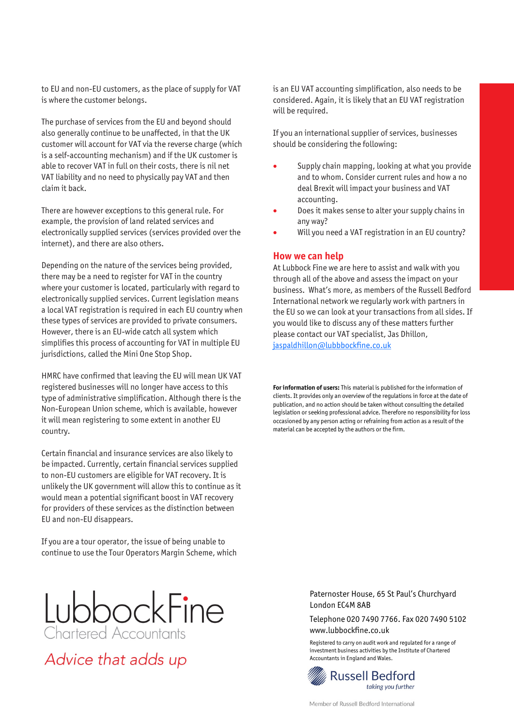to EU and non-EU customers, as the place of supply for VAT is where the customer belongs.

The purchase of services from the EU and beyond should also generally continue to be unaffected, in that the UK customer will account for VAT via the reverse charge (which is a self-accounting mechanism) and if the UK customer is able to recover VAT in full on their costs, there is nil net VAT liability and no need to physically pay VAT and then claim it back.

There are however exceptions to this general rule. For example, the provision of land related services and electronically supplied services (services provided over the internet), and there are also others.

Depending on the nature of the services being provided, there may be a need to register for VAT in the country where your customer is located, particularly with regard to electronically supplied services. Current legislation means a local VAT registration is required in each EU country when these types of services are provided to private consumers. However, there is an EU-wide catch all system which simplifies this process of accounting for VAT in multiple EU jurisdictions, called the Mini One Stop Shop.

HMRC have confirmed that leaving the EU will mean UK VAT registered businesses will no longer have access to this type of administrative simplification. Although there is the Non-European Union scheme, which is available, however it will mean registering to some extent in another EU country.

Certain financial and insurance services are also likely to be impacted. Currently, certain financial services supplied to non-EU customers are eligible for VAT recovery. It is unlikely the UK government will allow this to continue as it would mean a potential significant boost in VAT recovery for providers of these services as the distinction between EU and non-EU disappears.

If you are a tour operator, the issue of being unable to continue to use the Tour Operators Margin Scheme, which is an EU VAT accounting simplification, also needs to be considered. Again, it is likely that an EU VAT registration will be required.

If you an international supplier of services, businesses should be considering the following:

- Supply chain mapping, looking at what you provide and to whom. Consider current rules and how a no deal Brexit will impact your business and VAT accounting.
- Does it makes sense to alter your supply chains in any way?
- Will you need a VAT registration in an EU country?

## How we can help

At Lubbock Fine we are here to assist and walk with you through all of the above and assess the impact on your business. What's more, as members of the Russell Bedford International network we regulary work with partners in the EU so we can look at your transactions from all sides. If you would like to discuss any of these matters further please contact our VAT specialist, Jas Dhillon, jaspaldhillon@lubbbockfine.co.uk

**For information of users:** This material is published for the information of clients. It provides only an overview of the regulations in force at the date of publication, and no action should be taken without consulting the detailed legislation or seeking professional advice. Therefore no responsibility for loss occasioned by any person acting or refraining from action as a result of the material can be accepted by the authors or the firm.

LubbockFine
Chartered Accountants

*Advice that adds up*

Paternoster House, 65 St Paul's Churchyard
London EC4M 8AB

Telephone 020 7490 7766. Fax 020 7490 5102
www.lubbockfine.co.uk

Registered to carry on audit work and regulated for a range of investment business activities by the Institute of Chartered Accountants in England and Wales.

Russell Bedford
*taking you further*

Member of Russell Bedford International